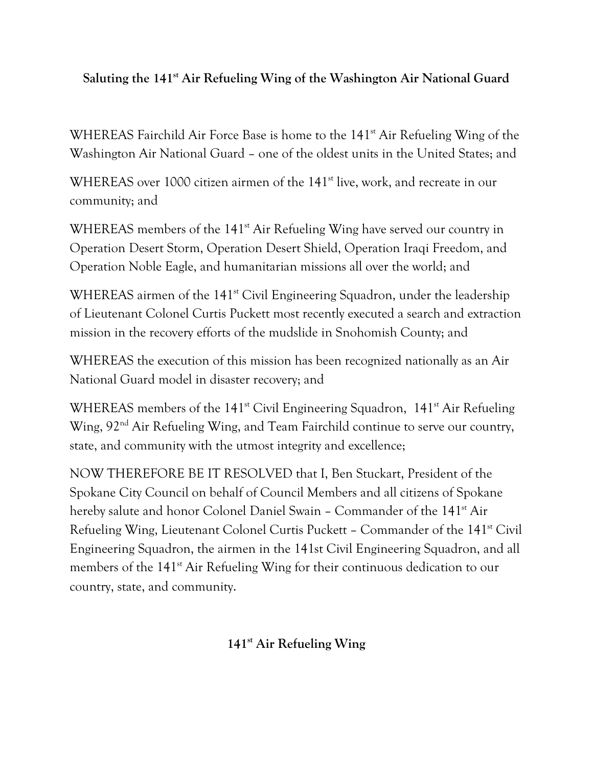**Saluting the 141st Air Refueling Wing of the Washington Air National Guard**

WHEREAS Fairchild Air Force Base is home to the 141st Air Refueling Wing of the Washington Air National Guard – one of the oldest units in the United States; and

WHEREAS over 1000 citizen airmen of the 141st live, work, and recreate in our community; and

WHEREAS members of the 141st Air Refueling Wing have served our country in Operation Desert Storm, Operation Desert Shield, Operation Iraqi Freedom, and Operation Noble Eagle, and humanitarian missions all over the world; and

WHEREAS airmen of the 141st Civil Engineering Squadron, under the leadership of Lieutenant Colonel Curtis Puckett most recently executed a search and extraction mission in the recovery efforts of the mudslide in Snohomish County; and

WHEREAS the execution of this mission has been recognized nationally as an Air National Guard model in disaster recovery; and

WHEREAS members of the 141st Civil Engineering Squadron, 141st Air Refueling Wing, 92nd Air Refueling Wing, and Team Fairchild continue to serve our country, state, and community with the utmost integrity and excellence;

NOW THEREFORE BE IT RESOLVED that I, Ben Stuckart, President of the Spokane City Council on behalf of Council Members and all citizens of Spokane hereby salute and honor Colonel Daniel Swain – Commander of the 141st Air Refueling Wing, Lieutenant Colonel Curtis Puckett – Commander of the 141st Civil Engineering Squadron, the airmen in the 141st Civil Engineering Squadron, and all members of the 141st Air Refueling Wing for their continuous dedication to our country, state, and community.

**141st Air Refueling Wing**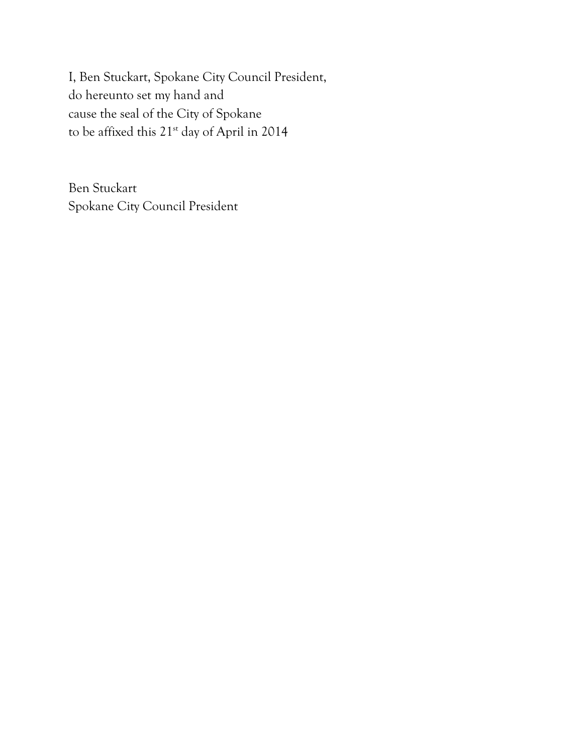I, Ben Stuckart, Spokane City Council President,
do hereunto set my hand and
cause the seal of the City of Spokane
to be affixed this 21st day of April in 2014

Ben Stuckart
Spokane City Council President